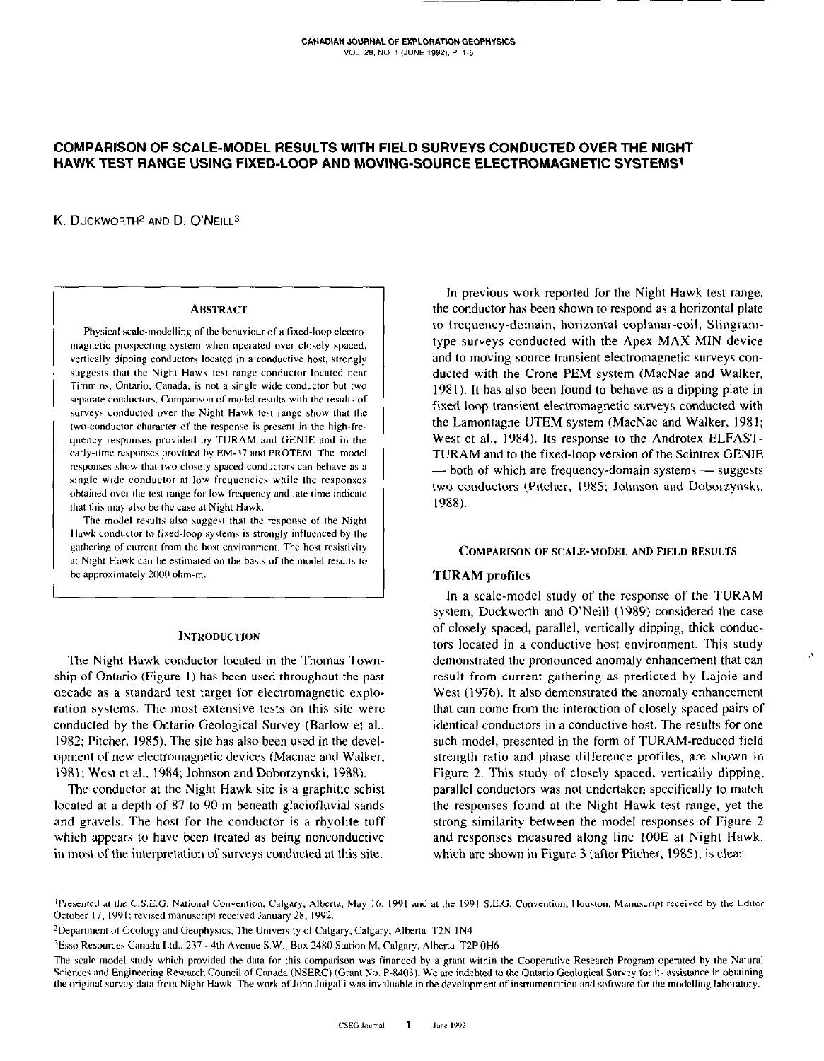# COMPARISON OF SCALE-MODEL RESULTS WITH FIELD SURVEYS CONDUCTED OVER THE NIGHT HAWK TEST RANGE USING FIXED-LOOP AND MOVING-SOURCE ELECTROMAGNETIC SYSTEMS[1]

K. DUCKWORTH[2] AND D. O'NEILL[3]

## ABSTRACT

Physical scale-modelling of the behaviour of a fixed-loop electromagnetic prospecting system when operated over closely spaced, vertically dipping conductors located in a conductive host, strongly suggests that the Night Hawk test range conductor located near Timmins, Ontario, Canada, is not a single wide conductor but two separate conductors. Comparison of model results with the results of surveys conducted over the Night Hawk test range show that the two-conductor character of the response is present in the high-frequency responses provided by TURAM and GENIE and in the early-time responses provided by EM-37 and PROTEM. The model responses show that two closely spaced conductors can behave as a single wide conductor at low frequencies while the responses obtained over the test range for low frequency and late time indicate that this may also be the case at Night Hawk.

The model results also suggest that the response of the Night Hawk conductor to fixed-loop systems is strongly influenced by the gathering of current from the host environment. The host resistivity at Night Hawk can be estimated on the basis of the model results to be approximately 2000 ohm-m.

## INTRODUCTION

The Night Hawk conductor located in the Thomas Township of Ontario (Figure 1) has been used throughout the past decade as a standard test target for electromagnetic exploration systems. The most extensive tests on this site were conducted by the Ontario Geological Survey (Barlow et al., 1982; Pitcher, 1985). The site has also been used in the development of new electromagnetic devices (Macnae and Walker, 1981; West et al., 1984; Johnson and Doborzynski, 1988).

The conductor at the Night Hawk site is a graphitic schist located at a depth of 87 to 90 m beneath glaciofluvial sands and gravels. The host for the conductor is a rhyolite tuff which appears to have been treated as being nonconductive in most of the interpretation of surveys conducted at this site.

In previous work reported for the Night Hawk test range, the conductor has been shown to respond as a horizontal plate to frequency-domain, horizontal coplanar-coil, Slingram-type surveys conducted with the Apex MAX-MIN device and to moving-source transient electromagnetic surveys conducted with the Crone PEM system (MacNae and Walker, 1981). It has also been found to behave as a dipping plate in fixed-loop transient electromagnetic surveys conducted with the Lamontagne UTEM system (MacNae and Walker, 1981; West et al., 1984). Its response to the Androtex ELFAST-TURAM and to the fixed-loop version of the Scintrex GENIE — both of which are frequency-domain systems — suggests two conductors (Pitcher, 1985; Johnson and Doborzynski, 1988).

## COMPARISON OF SCALE-MODEL AND FIELD RESULTS

### TURAM profiles

In a scale-model study of the response of the TURAM system, Duckworth and O'Neill (1989) considered the case of closely spaced, parallel, vertically dipping, thick conductors located in a conductive host environment. This study demonstrated the pronounced anomaly enhancement that can result from current gathering as predicted by Lajoie and West (1976). It also demonstrated the anomaly enhancement that can come from the interaction of closely spaced pairs of identical conductors in a conductive host. The results for one such model, presented in the form of TURAM-reduced field strength ratio and phase difference profiles, are shown in Figure 2. This study of closely spaced, vertically dipping, parallel conductors was not undertaken specifically to match the responses found at the Night Hawk test range, yet the strong similarity between the model responses of Figure 2 and responses measured along line 100E at Night Hawk, which are shown in Figure 3 (after Pitcher, 1985), is clear.

---

[1]Presented at the C.S.E.G. National Convention, Calgary, Alberta, May 16, 1991 and at the 1991 S.E.G. Convention, Houston. Manuscript received by the Editor October 17, 1991; revised manuscript received January 28, 1992.

[2]Department of Geology and Geophysics, The University of Calgary, Calgary, Alberta T2N 1N4

[3]Esso Resources Canada Ltd., 237 - 4th Avenue S.W., Box 2480 Station M, Calgary, Alberta T2P 0H6

The scale-model study which provided the data for this comparison was financed by a grant within the Cooperative Research Program operated by the Natural Sciences and Engineering Research Council of Canada (NSERC) (Grant No. P-8403). We are indebted to the Ontario Geological Survey for its assistance in obtaining the original survey data from Night Hawk. The work of John Juigalli was invaluable in the development of instrumentation and software for the modelling laboratory.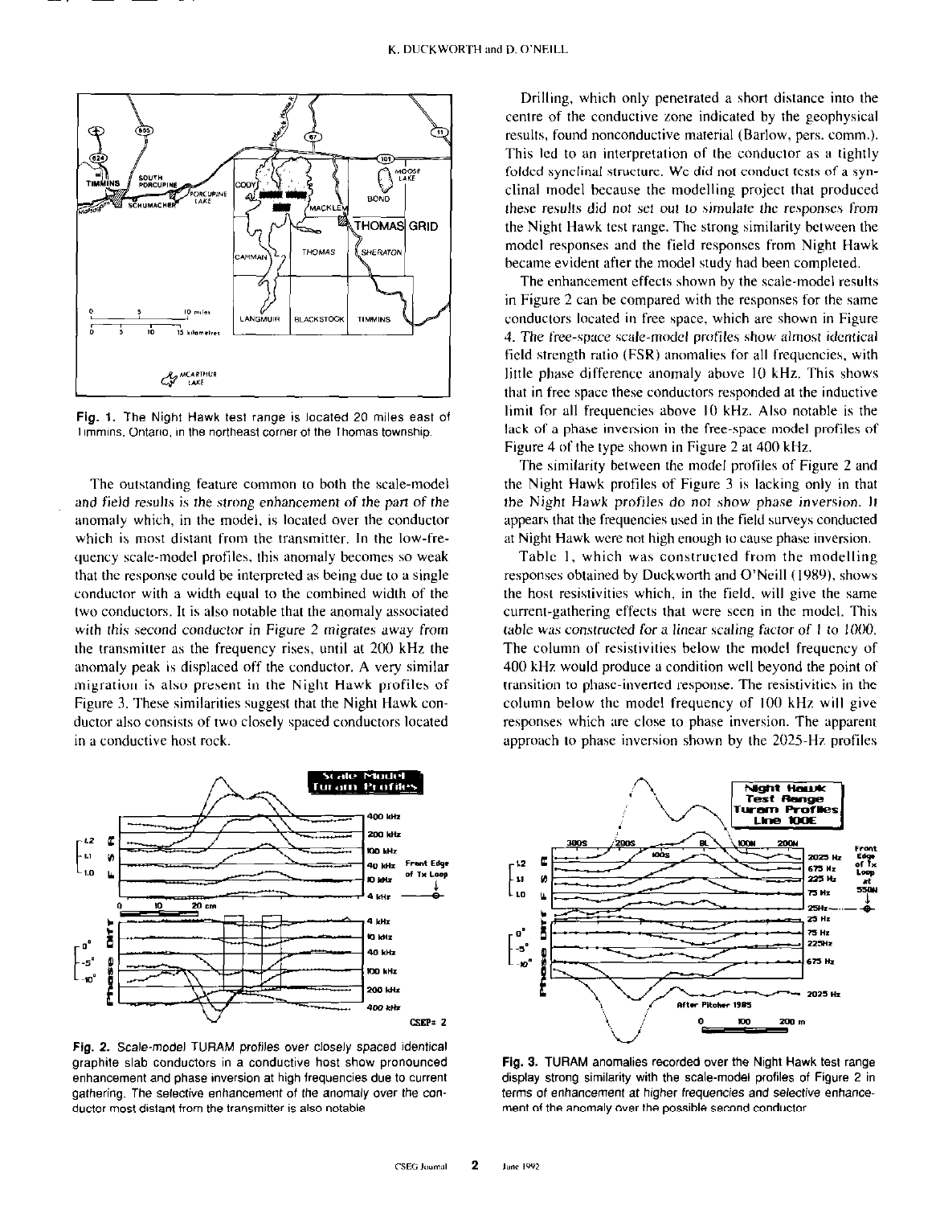Fig. 1. The Night Hawk test range is located 20 miles east of Timmins, Ontario, in the northeast corner of the Thomas township.

The outstanding feature common to both the scale-model and field results is the strong enhancement of the part of the anomaly which, in the model, is located over the conductor which is most distant from the transmitter. In the low-frequency scale-model profiles, this anomaly becomes so weak that the response could be interpreted as being due to a single conductor with a width equal to the combined width of the two conductors. It is also notable that the anomaly associated with this second conductor in Figure 2 migrates away from the transmitter as the frequency rises, until at 200 kHz the anomaly peak is displaced off the conductor. A very similar migration is also present in the Night Hawk profiles of Figure 3. These similarities suggest that the Night Hawk conductor also consists of two closely spaced conductors located in a conductive host rock.

Fig. 2. Scale-model TURAM profiles over closely spaced identical graphite slab conductors in a conductive host show pronounced enhancement and phase inversion at high frequencies due to current gathering. The selective enhancement of the anomaly over the conductor most distant from the transmitter is also notable.

Drilling, which only penetrated a short distance into the centre of the conductive zone indicated by the geophysical results, found nonconductive material (Barlow, pers. comm.). This led to an interpretation of the conductor as a tightly folded synclinal structure. We did not conduct tests of a synclinal model because the modelling project that produced these results did not set out to simulate the responses from the Night Hawk test range. The strong similarity between the model responses and the field responses from Night Hawk became evident after the model study had been completed.

The enhancement effects shown by the scale-model results in Figure 2 can be compared with the responses for the same conductors located in free space, which are shown in Figure 4. The free-space scale-model profiles show almost identical field strength ratio (FSR) anomalies for all frequencies, with little phase difference anomaly above 10 kHz. This shows that in free space these conductors responded at the inductive limit for all frequencies above 10 kHz. Also notable is the lack of a phase inversion in the free-space model profiles of Figure 4 of the type shown in Figure 2 at 400 kHz.

The similarity between the model profiles of Figure 2 and the Night Hawk profiles of Figure 3 is lacking only in that the Night Hawk profiles do not show phase inversion. It appears that the frequencies used in the field surveys conducted at Night Hawk were not high enough to cause phase inversion.

Table 1, which was constructed from the modelling responses obtained by Duckworth and O'Neill (1989), shows the host resistivities which, in the field, will give the same current-gathering effects that were seen in the model. This table was constructed for a linear scaling factor of 1 to 1000. The column of resistivities below the model frequency of 400 kHz would produce a condition well beyond the point of transition to phase-inverted response. The resistivities in the column below the model frequency of 100 kHz will give responses which are close to phase inversion. The apparent approach to phase inversion shown by the 2025-Hz profiles

Fig. 3. TURAM anomalies recorded over the Night Hawk test range display strong similarity with the scale-model profiles of Figure 2 in terms of enhancement at higher frequencies and selective enhancement of the anomaly over the possible second conductor.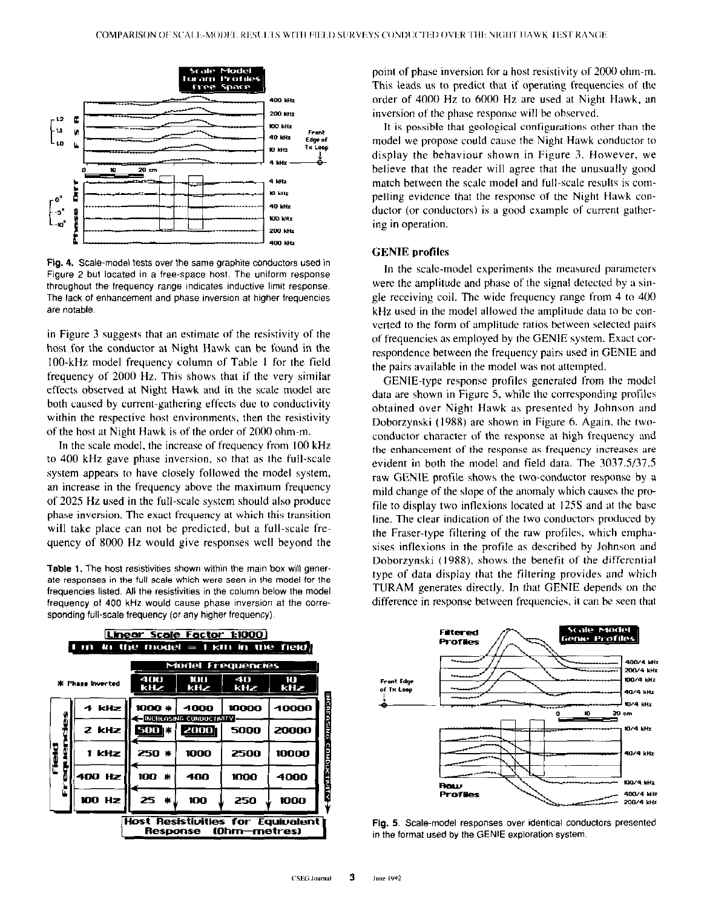Fig. 4. Scale-model tests over the same graphite conductors used in Figure 2 but located in a free-space host. The uniform response throughout the frequency range indicates inductive limit response. The lack of enhancement and phase inversion at higher frequencies are notable.

in Figure 3 suggests that an estimate of the resistivity of the host for the conductor at Night Hawk can be found in the 100-kHz model frequency column of Table 1 for the field frequency of 2000 Hz. This shows that if the very similar effects observed at Night Hawk and in the scale model are both caused by current-gathering effects due to conductivity within the respective host environments, then the resistivity of the host at Night Hawk is of the order of 2000 ohm-m.

In the scale model, the increase of frequency from 100 kHz to 400 kHz gave phase inversion, so that as the full-scale system appears to have closely followed the model system, an increase in the frequency above the maximum frequency of 2025 Hz used in the full-scale system should also produce phase inversion. The exact frequency at which this transition will take place can not be predicted, but a full-scale frequency of 8000 Hz would give responses well beyond the point of phase inversion for a host resistivity of 2000 ohm-m. This leads us to predict that if operating frequencies of the order of 4000 Hz to 6000 Hz are used at Night Hawk, an inversion of the phase response will be observed.

It is possible that geological configurations other than the model we propose could cause the Night Hawk conductor to display the behaviour shown in Figure 3. However, we believe that the reader will agree that the unusually good match between the scale model and full-scale results is compelling evidence that the response of the Night Hawk conductor (or conductors) is a good example of current gathering in operation.

Table 1. The host resistivities shown within the main box will generate responses in the full scale which were seen in the model for the frequencies listed. All the resistivities in the column below the model frequency of 400 kHz would cause phase inversion at the corresponding full-scale frequency (or any higher frequency).

Linear Scale Factor 1:1000 — 1 m in the model = 1 km in the field

| Field Frequencies | Model Frequencies: 400 kHz | 100 kHz | 40 kHz | 10 kHz |
|---|---|---|---|---|
| 4 kHz | 1000 * | 4000 | 10000 | 40000 |
| 2 kHz | 500 * | 2000 | 5000 | 20000 |
| 1 kHz | 250 * | 1000 | 2500 | 10000 |
| 400 Hz | 100 * | 400 | 1000 | 4000 |
| 100 Hz | 25 * | 100 | 250 | 1000 |

\* Phase Inverted. Host Resistivities for Equivalent Response (Ohm—metres). Increasing conductivity ←, ↓.

## GENIE profiles

In the scale-model experiments the measured parameters were the amplitude and phase of the signal detected by a single receiving coil. The wide frequency range from 4 to 400 kHz used in the model allowed the amplitude data to be converted to the form of amplitude ratios between selected pairs of frequencies as employed by the GENIE system. Exact correspondence between the frequency pairs used in GENIE and the pairs available in the model was not attempted.

GENIE-type response profiles generated from the model data are shown in Figure 5, while the corresponding profiles obtained over Night Hawk as presented by Johnson and Doborzynski (1988) are shown in Figure 6. Again, the two-conductor character of the response at high frequency and the enhancement of the response as frequency increases are evident in both the model and field data. The 3037.5/37.5 raw GENIE profile shows the two-conductor response by a mild change of the slope of the anomaly which causes the profile to display two inflexions located at 125S and at the base line. The clear indication of the two conductors produced by the Fraser-type filtering of the raw profiles, which emphasises inflexions in the profile as described by Johnson and Doborzynski (1988), shows the benefit of the differential type of data display that the filtering provides and which TURAM generates directly. In that GENIE depends on the difference in response between frequencies, it can be seen that

Fig. 5. Scale-model responses over identical conductors presented in the format used by the GENIE exploration system.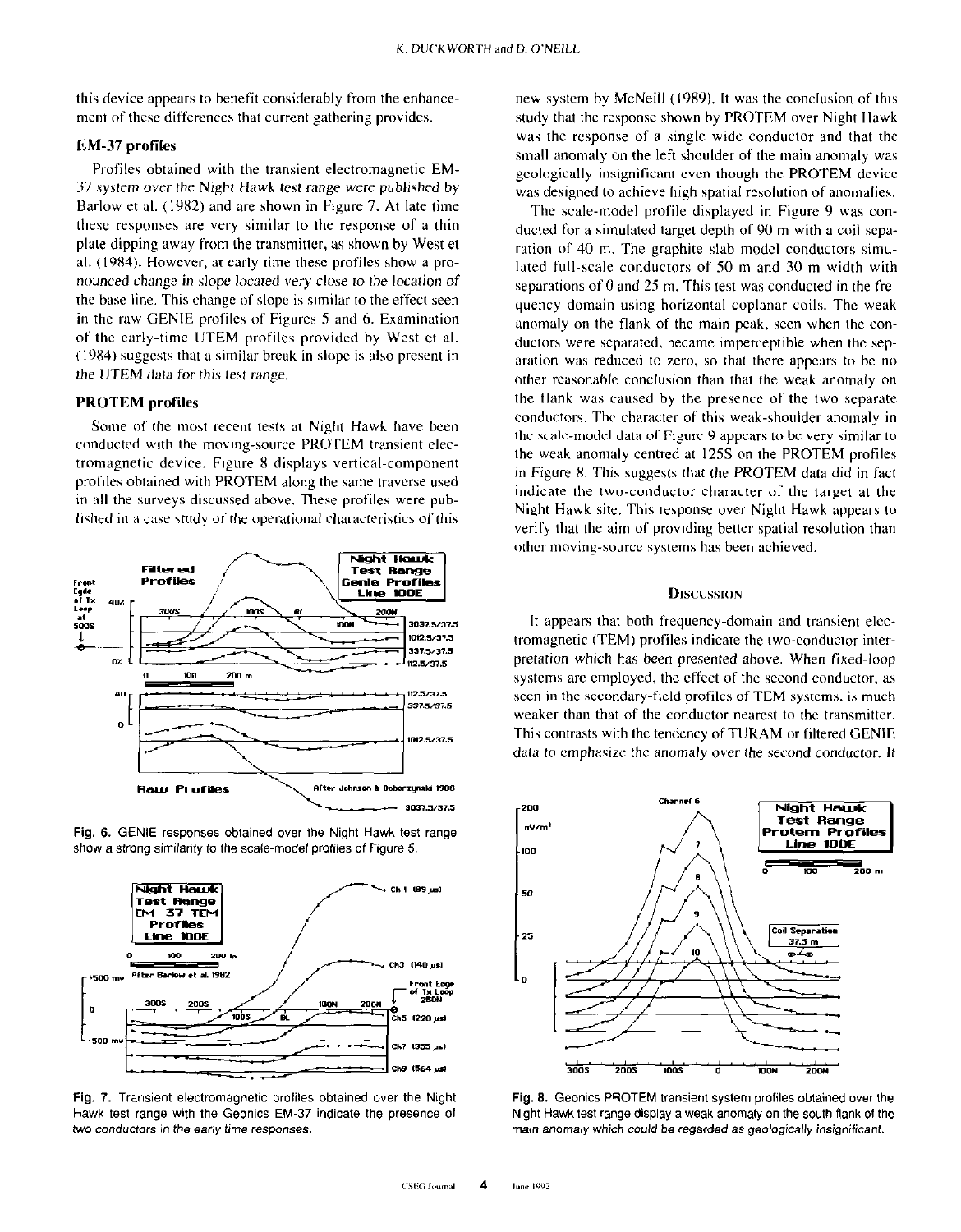this device appears to benefit considerably from the enhancement of these differences that current gathering provides.

### EM-37 profiles

Profiles obtained with the transient electromagnetic EM-37 system over the Night Hawk test range were published by Barlow et al. (1982) and are shown in Figure 7. At late time these responses are very similar to the response of a thin plate dipping away from the transmitter, as shown by West et al. (1984). However, at early time these profiles show a pronounced change in slope located very close to the location of the base line. This change of slope is similar to the effect seen in the raw GENIE profiles of Figures 5 and 6. Examination of the early-time UTEM profiles provided by West et al. (1984) suggests that a similar break in slope is also present in the UTEM data for this test range.

### PROTEM profiles

Some of the most recent tests at Night Hawk have been conducted with the moving-source PROTEM transient electromagnetic device. Figure 8 displays vertical-component profiles obtained with PROTEM along the same traverse used in all the surveys discussed above. These profiles were published in a case study of the operational characteristics of this new system by McNeill (1989). It was the conclusion of this study that the response shown by PROTEM over Night Hawk was the response of a single wide conductor and that the small anomaly on the left shoulder of the main anomaly was geologically insignificant even though the PROTEM device was designed to achieve high spatial resolution of anomalies.

The scale-model profile displayed in Figure 9 was conducted for a simulated target depth of 90 m with a coil separation of 40 m. The graphite slab model conductors simulated full-scale conductors of 50 m and 30 m width with separations of 0 and 25 m. This test was conducted in the frequency domain using horizontal coplanar coils. The weak anomaly on the flank of the main peak, seen when the conductors were separated, became imperceptible when the separation was reduced to zero, so that there appears to be no other reasonable conclusion than that the weak anomaly on the flank was caused by the presence of the two separate conductors. The character of this weak-shoulder anomaly in the scale-model data of Figure 9 appears to be very similar to the weak anomaly centred at 125S on the PROTEM profiles in Figure 8. This suggests that the PROTEM data did in fact indicate the two-conductor character of the target at the Night Hawk site. This response over Night Hawk appears to verify that the aim of providing better spatial resolution than other moving-source systems has been achieved.

Fig. 6. GENIE responses obtained over the Night Hawk test range show a strong similarity to the scale-model profiles of Figure 5.

Fig. 7. Transient electromagnetic profiles obtained over the Night Hawk test range with the Geonics EM-37 indicate the presence of two conductors in the early time responses.

## Discussion

It appears that both frequency-domain and transient electromagnetic (TEM) profiles indicate the two-conductor interpretation which has been presented above. When fixed-loop systems are employed, the effect of the second conductor, as seen in the secondary-field profiles of TEM systems, is much weaker than that of the conductor nearest to the transmitter. This contrasts with the tendency of TURAM or filtered GENIE data to emphasize the anomaly over the second conductor. It

Fig. 8. Geonics PROTEM transient system profiles obtained over the Night Hawk test range display a weak anomaly on the south flank of the main anomaly which could be regarded as geologically insignificant.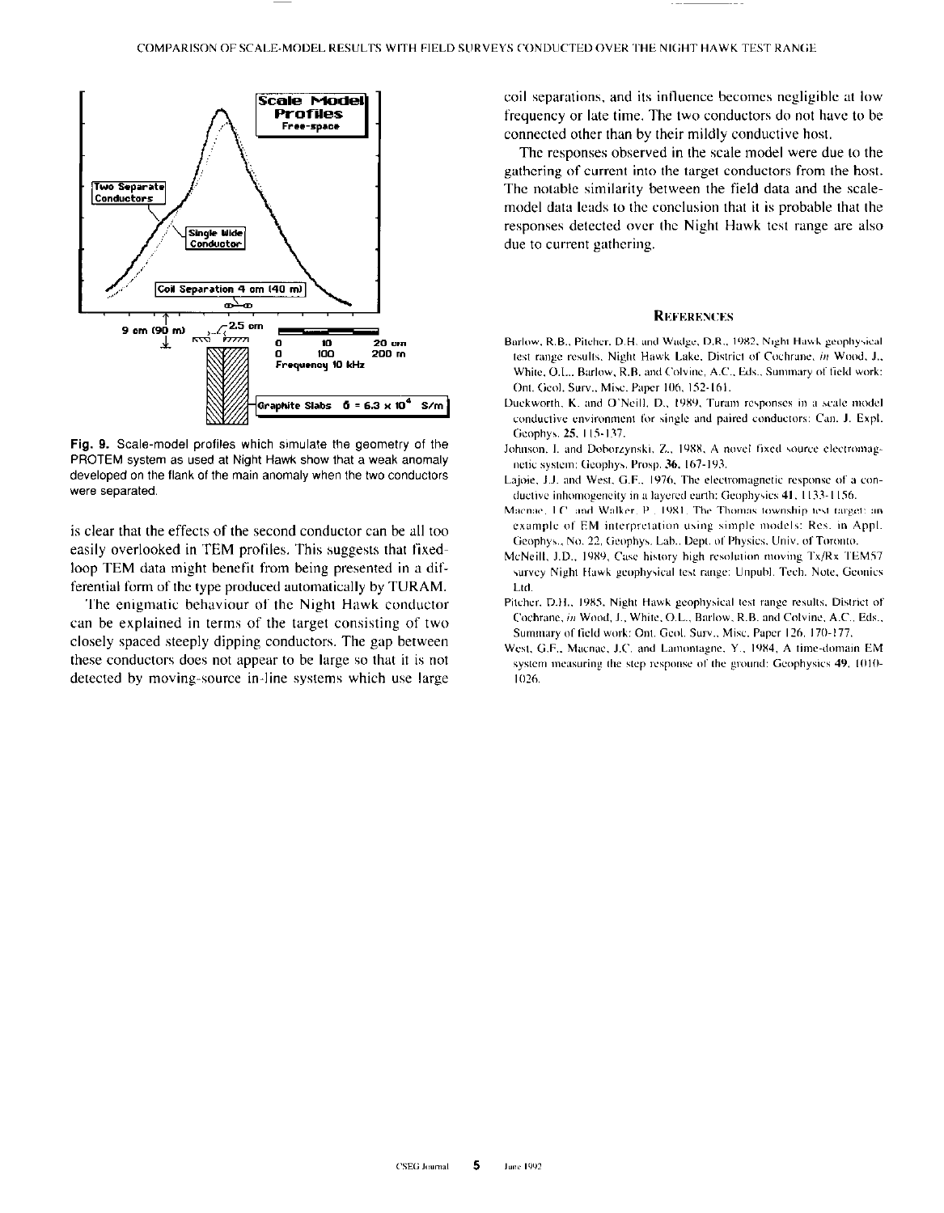**Fig. 9.** Scale-model profiles which simulate the geometry of the PROTEM system as used at Night Hawk show that a weak anomaly developed on the flank of the main anomaly when the two conductors were separated.

is clear that the effects of the second conductor can be all too easily overlooked in TEM profiles. This suggests that fixed-loop TEM data might benefit from being presented in a differential form of the type produced automatically by TURAM.

The enigmatic behaviour of the Night Hawk conductor can be explained in terms of the target consisting of two closely spaced steeply dipping conductors. The gap between these conductors does not appear to be large so that it is not detected by moving-source in-line systems which use large coil separations, and its influence becomes negligible at low frequency or late time. The two conductors do not have to be connected other than by their mildly conductive host.

The responses observed in the scale model were due to the gathering of current into the target conductors from the host. The notable similarity between the field data and the scale-model data leads to the conclusion that it is probable that the responses detected over the Night Hawk test range are also due to current gathering.

## References

Barlow, R.B., Pitcher, D.H. and Wadge, D.R., 1982, Night Hawk geophysical test range results, Night Hawk Lake, District of Cochrane, *in* Wood, J., White, O.L., Barlow, R.B. and Colvine, A.C., Eds., Summary of field work: Ont. Geol. Surv., Misc. Paper 106, 152-161.

Duckworth, K. and O'Neill, D., 1989, Turam responses in a scale model conductive environment for single and paired conductors: Can. J. Expl. Geophys. **25**, 115-137.

Johnson, I. and Doborzynski, Z., 1988, A novel fixed source electromagnetic system: Geophys. Prosp. **36**, 167-193.

Lajoie, J.J. and West, G.F., 1976, The electromagnetic response of a conductive inhomogeneity in a layered earth: Geophysics **41**, 1133-1156.

Macnae, J.C. and Walker, P., 1981, The Thomas township test target: an example of EM interpretation using simple models: Res. in Appl. Geophys., No. 22, Geophys. Lab., Dept. of Physics, Univ. of Toronto.

McNeill, J.D., 1989, Case history high resolution moving Tx/Rx TEM57 survey Night Hawk geophysical test range: Unpubl. Tech. Note, Geonics Ltd.

Pitcher, D.H., 1985, Night Hawk geophysical test range results, District of Cochrane, *in* Wood, J., White, O.L., Barlow, R.B. and Colvine, A.C., Eds., Summary of field work: Ont. Geol. Surv., Misc. Paper 126, 170-177.

West, G.F., Macnae, J.C. and Lamontagne, Y., 1984, A time-domain EM system measuring the step response of the ground: Geophysics **49**, 1010-1026.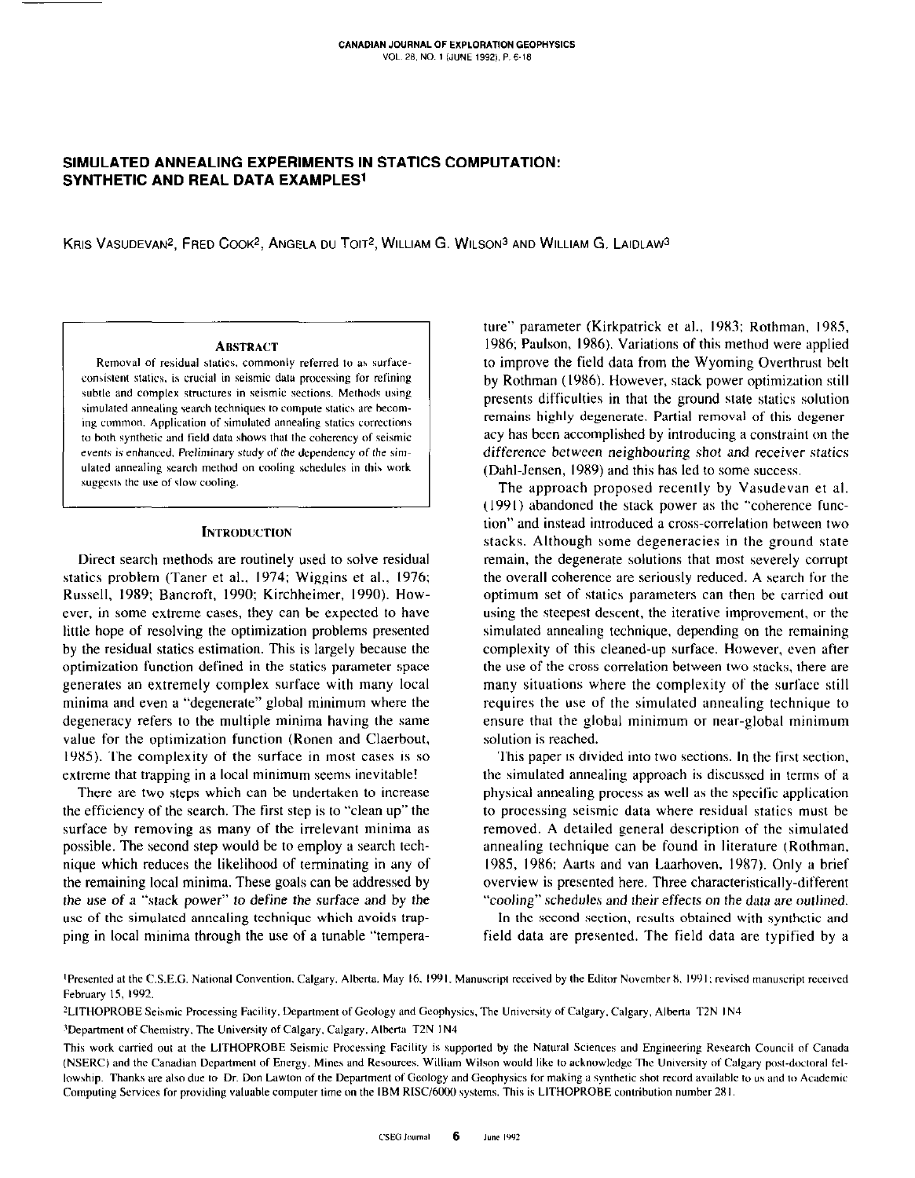# SIMULATED ANNEALING EXPERIMENTS IN STATICS COMPUTATION: SYNTHETIC AND REAL DATA EXAMPLES[1]

Kris Vasudevan[2], Fred Cook[2], Angela du Toit[2], William G. Wilson[3] and William G. Laidlaw[3]

## Abstract

Removal of residual statics, commonly referred to as surface-consistent statics, is crucial in seismic data processing for refining subtle and complex structures in seismic sections. Methods using simulated annealing search techniques to compute statics are becoming common. Application of simulated annealing statics corrections to both synthetic and field data shows that the coherency of seismic events is enhanced. Preliminary study of the dependency of the simulated annealing search method on cooling schedules in this work suggests the use of slow cooling.

## Introduction

Direct search methods are routinely used to solve residual statics problem (Taner et al., 1974; Wiggins et al., 1976; Russell, 1989; Bancroft, 1990; Kirchheimer, 1990). However, in some extreme cases, they can be expected to have little hope of resolving the optimization problems presented by the residual statics estimation. This is largely because the optimization function defined in the statics parameter space generates an extremely complex surface with many local minima and even a "degenerate" global minimum where the degeneracy refers to the multiple minima having the same value for the optimization function (Ronen and Claerbout, 1985). The complexity of the surface in most cases is so extreme that trapping in a local minimum seems inevitable!

There are two steps which can be undertaken to increase the efficiency of the search. The first step is to "clean up" the surface by removing as many of the irrelevant minima as possible. The second step would be to employ a search technique which reduces the likelihood of terminating in any of the remaining local minima. These goals can be addressed by the use of a "stack power" to define the surface and by the use of the simulated annealing technique which avoids trapping in local minima through the use of a tunable "temperature" parameter (Kirkpatrick et al., 1983; Rothman, 1985, 1986; Paulson, 1986). Variations of this method were applied to improve the field data from the Wyoming Overthrust belt by Rothman (1986). However, stack power optimization still presents difficulties in that the ground state statics solution remains highly degenerate. Partial removal of this degeneracy has been accomplished by introducing a constraint on the difference between neighbouring shot and receiver statics (Dahl-Jensen, 1989) and this has led to some success.

The approach proposed recently by Vasudevan et al. (1991) abandoned the stack power as the "coherence function" and instead introduced a cross-correlation between two stacks. Although some degeneracies in the ground state remain, the degenerate solutions that most severely corrupt the overall coherence are seriously reduced. A search for the optimum set of statics parameters can then be carried out using the steepest descent, the iterative improvement, or the simulated annealing technique, depending on the remaining complexity of this cleaned-up surface. However, even after the use of the cross correlation between two stacks, there are many situations where the complexity of the surface still requires the use of the simulated annealing technique to ensure that the global minimum or near-global minimum solution is reached.

This paper is divided into two sections. In the first section, the simulated annealing approach is discussed in terms of a physical annealing process as well as the specific application to processing seismic data where residual statics must be removed. A detailed general description of the simulated annealing technique can be found in literature (Rothman, 1985, 1986; Aarts and van Laarhoven, 1987). Only a brief overview is presented here. Three characteristically-different "cooling" schedules and their effects on the data are outlined.

In the second section, results obtained with synthetic and field data are presented. The field data are typified by a

---

[1]Presented at the C.S.E.G. National Convention, Calgary, Alberta, May 16, 1991. Manuscript received by the Editor November 8, 1991; revised manuscript received February 15, 1992.

[2]LITHOPROBE Seismic Processing Facility, Department of Geology and Geophysics, The University of Calgary, Calgary, Alberta T2N 1N4

[3]Department of Chemistry, The University of Calgary, Calgary, Alberta T2N 1N4

This work carried out at the LITHOPROBE Seismic Processing Facility is supported by the Natural Sciences and Engineering Research Council of Canada (NSERC) and the Canadian Department of Energy, Mines and Resources. William Wilson would like to acknowledge The University of Calgary post-doctoral fellowship. Thanks are also due to Dr. Don Lawton of the Department of Geology and Geophysics for making a synthetic shot record available to us and to Academic Computing Services for providing valuable computer time on the IBM RISC/6000 systems. This is LITHOPROBE contribution number 281.